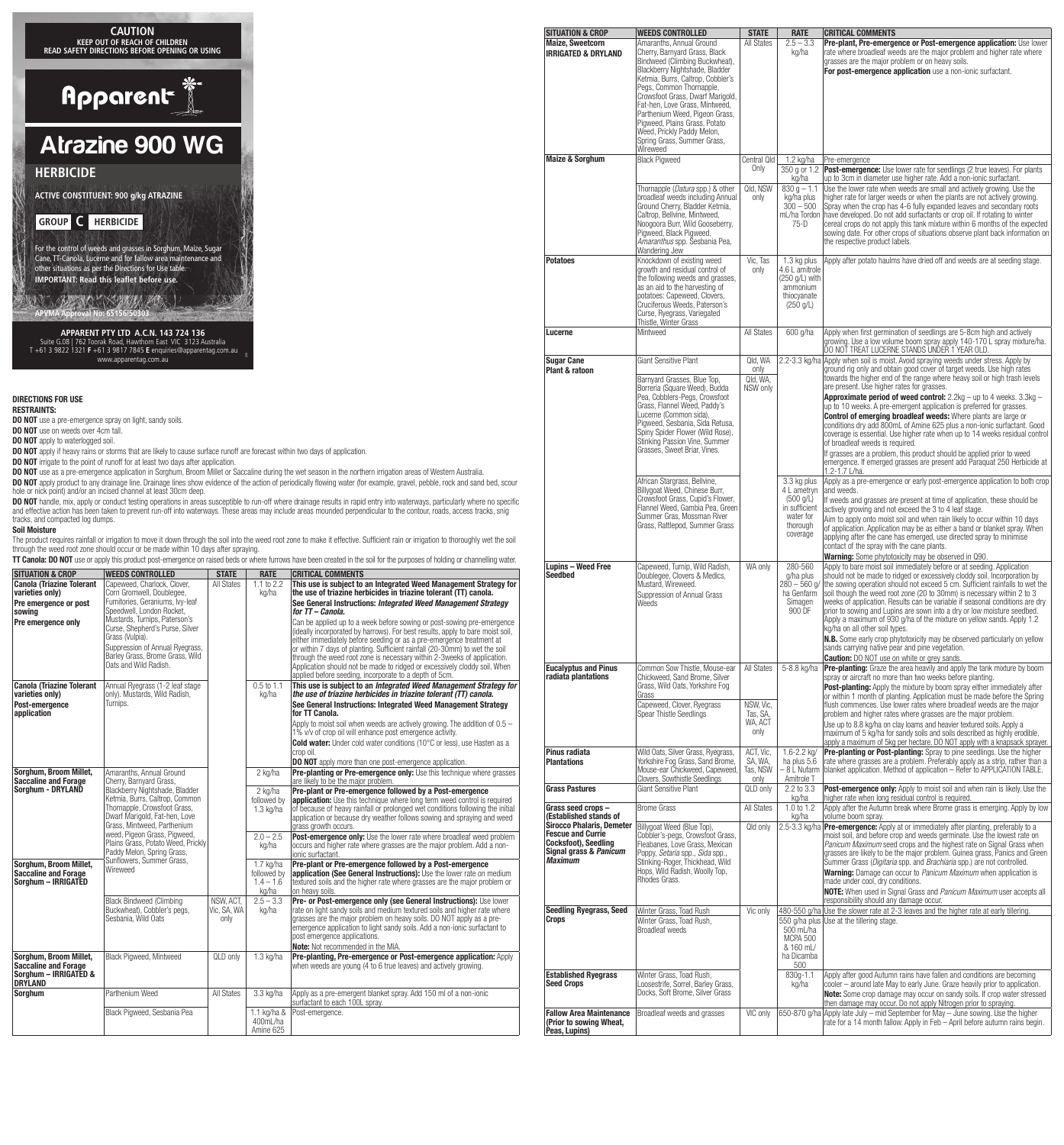**CAUTION**
**KEEP OUT OF REACH OF CHILDREN**
**READ SAFETY DIRECTIONS BEFORE OPENING OR USING**

# Apparent

# Atrazine 900 WG

## HERBICIDE

**ACTIVE CONSTITUENT: 900 g/kg ATRAZINE**

**GROUP C HERBICIDE**

For the control of weeds and grasses in Sorghum, Maize, Sugar Cane, TT Canola, Lucerne and for fallow area maintenance and other situations as per the Directions for Use table.

**IMPORTANT: Read this leaflet before use.**

**APVMA Approval No: 65156/50303**

**APPARENT PTY LTD A.C.N. 143 724 136**
Suite G.08 | 762 Toorak Road, Hawthorn East VIC 3123 Australia
T +61 3 9822 1321 F +61 3 9817 7845 E enquiries@apparentag.com.au
www.apparentag.com.au

## DIRECTIONS FOR USE

**RESTRAINTS:**

**DO NOT** use a pre-emergence spray on light, sandy soils.

**DO NOT** use on weeds over 4cm tall.

**DO NOT** apply to waterlogged soil.

**DO NOT** apply if heavy rains or storms that are likely to cause surface runoff are forecast within two days of application.

**DO NOT** irrigate to the point of runoff for at least two days after application.

**DO NOT** use as a pre-emergence application in Sorghum, Broom Millet or Saccaline during the wet season in the northern irrigation areas of Western Australia.

**DO NOT** apply product to any drainage line. Drainage lines show evidence of the action of periodically flowing water (for example, gravel, pebble, rock and sand bed, scour hole or nick point) and/or an incised channel at least 30cm deep.

**DO NOT** handle, mix, apply or conduct testing operations in areas susceptible to run-off where drainage results in rapid entry into waterways, particularly where no specific and effective action has been taken to prevent run-off into waterways. These areas may include areas mounded perpendicular to the contour, roads, access tracks, snig tracks, and compacted log dumps.

**Soil Moisture**

The product requires rainfall or irrigation to move it down through the soil into the weed root zone to make it effective. Sufficient rain or irrigation to thoroughly wet the soil through the weed root zone should occur or be made within 10 days after spraying.

**TT Canola: DO NOT** use or apply this product post-emergence on raised beds or where furrows have been created in the soil for the purposes of holding or channelling water.

| SITUATION & CROP | WEEDS CONTROLLED | STATE | RATE | CRITICAL COMMENTS |
|---|---|---|---|---|
| **Canola (Triazine Tolerant varieties only)** **Pre emergence or post sowing** **Pre emergence only** | Capeweed, Charlock, Clover, Corn Gromwell, Doublegee, Fumitories, Geraniums, Ivy-leaf Speedwell, London Rocket, Mustards, Turnips, Paterson's Curse, Shepherd's Purse, Silver Grass (Vulpia). Suppression of Annual Ryegrass, Barley Grass, Brome Grass, Wild Oats and Wild Radish. | All States | 1.1 to 2.2 kg/ha | **This use is subject to an Integrated Weed Management Strategy for the use of triazine herbicides in triazine tolerant (TT) canola. See General Instructions: *Integrated Weed Management Strategy for TT – Canola.*** Can be applied up to a week before sowing or post-sowing pre-emergence (ideally incorporated by harrows). For best results, apply to bare moist soil, either immediately before seeding or as a pre-emergence treatment at or within 7 days of planting. Sufficient rainfall (20-30mm) to wet the soil through the weed root zone is necessary within 2-3weeks of application. Application should not be made to ridged or excessively cloddy soil. When applied before seeding, incorporate to a depth of 5cm. |
| **Canola (Triazine Tolerant varieties only)** **Post-emergence application** | Annual Ryegrass (1-2 leaf stage only). Mustards, Wild Radish, Turnips. | | 0.5 to 1.1 kg/ha | ***This use is subject to an Integrated Weed Management Strategy for the use of triazine herbicides in triazine tolerant (TT) canola.*** **See General Instructions: Integrated Weed Management Strategy for TT Canola.** Apply to moist soil when weeds are actively growing. The addition of 0.5 – 1% v/v of crop oil will enhance post emergence activity. **Cold water:** Under cold water conditions (10°C or less), use Hasten as a crop oil. **DO NOT** apply more than one post-emergence application. |
| **Sorghum, Broom Millet, Saccaline and Forage Sorghum - DRYLAND** | Amaranths, Annual Ground Cherry, Barnyard Grass, Blackberry Nightshade, Bladder Ketmia, Burrs, Caltrop, Common Thornapple, Crowsfoot Grass, Dwarf Marigold, Fat-hen, Love Grass, Mintweed, Parthenium weed, Pigeon Grass, Pigweed, Plains Grass, Potato Weed, Prickly Paddy Melon, Spring Grass, Sunflowers, Summer Grass, Wireweed | | 2 kg/ha | **Pre-planting or Pre-emergence only:** Use this technique where grasses are likely to be the major problem. |
| | | | 2 kg/ha followed by 1.3 kg/ha | **Pre-plant or Pre-emergence followed by a Post-emergence application:** Use this technique where long term weed control is required of because of heavy rainfall or prolonged wet conditions following the initial application or because dry weather follows sowing and spraying and weed grass growth occurs. |
| | | | 2.0 – 2.5 kg/ha | **Post-emergence only:** Use the lower rate where broadleaf weed problem occurs and higher rate where grasses are the major problem. Add a non-ionic surfactant. |
| **Sorghum, Broom Millet, Saccaline and Forage Sorghum – IRRIGATED** | | | 1.7 kg/ha followed by 1.4 – 1.6 kg/ha | **Pre-plant or Pre-emergence followed by a Post-emergence application (See General Instructions):** Use the lower rate on medium textured soils and the higher rate where grasses are the major problem or on heavy soils. |
| | Black Bindweed (Climbing Buckwheat), Cobbler's pegs, Sesbania, Wild Oats | NSW, ACT, Vic, SA, WA only | 2.5 – 3.3 kg/ha | **Pre- or Post-emergence only (see General Instructions):** Use lower rate on light sandy soils and medium textured soils and higher rate where grasses are the major problem on heavy soils. DO NOT APPLY as a pre-emergence application to light sandy soils. Add a non-ionic surfactant to post emergence applications. **Note:** Not recommended in the MIA. |
| **Sorghum, Broom Millet, Saccaline and Forage Sorghum – IRRIGATED & DRYLAND** | Black Pigweed, Mintweed | QLD only | 1.3 kg/ha | **Pre-planting, Pre-emergence or Post-emergence application:** Apply when weeds are young (4 to 6 true leaves) and actively growing. |
| **Sorghum** | Parthenium Weed | All States | 3.3 kg/ha | Apply as a pre-emergent blanket spray. Add 150 ml of a non-ionic surfactant to each 100L spray. |
| | Black Pigweed, Sesbania Pea | | 1.1 kg/ha & 400mL/ha Amine 625 | Post-emergence. |
| **Maize, Sweetcorn** **IRRIGATED & DRYLAND** | Amaranths, Annual Ground Cherry, Barnyard Grass, Black Bindweed (Climbing Buckwheat), Blackberry Nightshade, Bladder Ketmia, Burrs, Caltrop, Cobbler's Pegs, Common Thornapple, Crowsfoot Grass, Dwarf Marigold, Fat-hen, Love Grass, Mintweed, Parthenium Weed, Pigeon Grass, Pigweed, Plains Grass, Potato Weed, Prickly Paddy Melon, Spring Grass, Summer Grass, Wireweed | All States | 2.5 – 3.3 kg/ha | **Pre-plant, Pre-emergence or Post-emergence application:** Use lower rate where broadleaf weeds are the major problem and higher rate where grasses are the major problem or on heavy soils. **For post-emergence application** use a non-ionic surfactant. |
| **Maize & Sorghum** | Black Pigweed | Central Qld Only | 1.2 kg/ha | Pre-emergence |
| | | | 350 g or 1.2 kg/ha | **Post-emergence:** Use lower rate for seedlings (2 true leaves). For plants up to 3cm in diameter use higher rate. Add a non-ionic surfactant. |
| | Thornapple (*Datura* spp.) & other broadleaf weeds including Annual Ground Cherry, Bladder Ketmia, Caltrop, Bellvine, Mintweed, Noogoora Burr, Wild Gooseberry, Pigweed, Black Pigweed, *Amaranthus* spp. Sesbania Pea, Wandering Jew | Qld, NSW only | 830 g – 1.1 kg/ha plus 300 – 500 mL/ha Tordon 75-D | Use the lower rate when weeds are small and actively growing. Use the higher rate for larger weeds or when the plants are not actively growing. Spray when the crop has 4-6 fully expanded leaves and secondary roots have developed. Do not add surfactants or crop oil. If rotating to winter cereal crops do not apply this tank mixture within 6 months of the expected sowing date. For other crops of situations observe plant back information on the respective product labels. |
| **Potatoes** | Knockdown of existing weed growth and residual control of the following weeds and grasses, as an aid to the harvesting of potatoes: Capeweed, Clovers, Cruciferous Weeds, Paterson's Curse, Ryegrass, Variegated Thistle, Winter Grass | Vic, Tas only | 1.3 kg plus 4.6 L amitrole (250 g/L) with ammonium thiocyanate (250 g/L) | Apply after potato haulms have dried off and weeds are at seeding stage. |
| **Lucerne** | Mintweed | All States | 600 g/ha | Apply when first germination of seedlings are 5-8cm high and actively growing. Use a low volume boom spray apply 140-170 L spray mixture/ha. DO NOT TREAT LUCERNE STANDS UNDER 1 YEAR OLD. |
| **Sugar Cane** **Plant & ratoon** | Giant Sensitive Plant | Qld, WA only | 2.2-3.3 kg/ha | Apply when soil is moist. Avoid spraying weeds under stress. Apply by ground rig only and obtain good cover of target weeds. Use high rates towards the higher end of the range where heavy soil or high trash levels are present. Use higher rates for grasses. **Approximate period of weed control:** 2.2kg – up to 4 weeks. 3.3kg – up to 10 weeks. A pre-emergent application is preferred for grasses. **Control of emerging broadleaf weeds:** Where plants are large or conditions dry add 800mL of Amine 625 plus a non-ionic surfactant. Good coverage is essential. Use higher rate when up to 14 weeks residual control of broadleaf weeds is required. If grasses are a problem, this product should be applied prior to weed emergence. If emerged grasses are present add Paraquat 250 Herbicide at 1.2-1.7 L/ha. |
| | Barnyard Grasses, Blue Top, Borreria (Square Weed), Budda Pea, Cobblers-Pegs, Crowsfoot Grass, Flannel Weed, Paddy's Lucerne (Common sida), Pigweed, Sesbania, Sida Retusa, Spiny Spider Flower (Wild Rose), Stinking Passion Vine, Summer Grasses, Sweet Briar, Vines. | Qld, WA, NSW only | | |
| | African Stargrass, Bellvine, Billygoat Weed, Chinese Burr, Crowsfoot Grass, Cupid's Flower, Flannel Weed, Gambia Pea, Green Summer Grass, Mossman River Grass, Rattlepod, Summer Grass | | 3.3 kg plus 4 L ametryn (500 g/L) in sufficient water for thorough coverage | Apply as a pre-emergence or early post-emergence application to both crop and weeds. If weeds and grasses are present at time of application, these should be actively growing and not exceed the 3 to 4 leaf stage. Aim to apply onto moist soil and when rain likely to occur within 10 days of application. Application may be as either a band or blanket spray. When applying after the cane has emerged, use directed spray to minimise contact of the spray with the cane plants. **Warning:** Some phytotoxicity may be observed in Q90. |
| **Lupins – Weed Free Seedbed** | Capeweed, Turnip, Wild Radish, Doublegee, Clovers & Medics, Mustard, Wireweed. Suppression of Annual Grass Weeds | WA only | 280-560 g/ha plus 280 – 560 g/ha Genfarm Simagen 900 DF | Apply to bare moist soil immediately before or at seeding. Application should not be made to ridged or excessively cloddy soil. Incorporation by the sowing operation should not exceed 5 cm. Sufficient rainfalls to wet the soil through the weed root zone (20 to 30mm) is necessary within 2 to 3 weeks of application. Results can be variable if seasonal conditions are dry prior to sowing and Lupins are sown into a dry or low moisture seedbed. Apply a maximum of 930 g/ha of the mixture on yellow sands. Apply 1.2 kg/ha on all other soil types. **N.B.** Some early crop phytotoxicity may be observed particularly on yellow sands carrying native pear and pine vegetation. **Caution:** DO NOT use on white or grey sands. |
| **Eucalyptus and Pinus radiata plantations** | Common Sow Thistle, Mouse-ear Chickweed, Sand Brome, Silver Grass, Wild Oats, Yorkshire Fog Grass | All States | 5-8.8 kg/ha | **Pre-planting:** Graze the area heavily and apply the tank mixture by boom spray or aircraft no more than two weeks before planting. **Post-planting:** Apply the mixture by boom spray either immediately after or within 1 month of planting. Application must be made before the Spring flush commences. Use lower rates where broadleaf weeds are the major problem and higher rates where grasses are the major problem. Use up to 8.8 kg/ha on clay loams and heavier textured soils. Apply a maximum of 5 kg/ha for sandy soils and soils described as highly erodible, apply a maximum of 5kg per hectare. DO NOT apply with a knapsack sprayer. |
| | Capeweed, Clover, Ryegrass Spear Thistle Seedlings | NSW, Vic, Tas, SA, WA, ACT only | | |
| **Pinus radiata Plantations** | Wild Oats, Silver Grass, Ryegrass, Yorkshire Fog Grass, Sand Brome, Mouse-ear Chickweed, Capeweed, Clovers, Sowthistle Seedlings | ACT, Vic, SA, WA, Tas, NSW only | 1.6-2.2 kg/ha plus 5.6 – 8 L Nufarm Amitrole T | **Pre-planting or Post-planting:** Spray to pine seedlings. Use the higher rate where grasses are a problem. Preferably apply as a strip, rather than a blanket application. Method of application – Refer to APPLICATION TABLE. |
| **Grass Pastures** | Giant Sensitive Plant | QLD only | 2.2 to 3.3 kg/ha | **Post-emergence only:** Apply to moist soil and when rain is likely. Use the higher rate when long residual control is required. |
| **Grass seed crops – (Established stands of Sirocco Phalaris, Demeter Fescue and Currie Cocksfoot), Seedling Signal grass & *Panicum Maximum*** | Brome Grass | All States | 1.0 to 1.2 kg/ha | Apply after the Autumn break where Brome grass is emerging. Apply by low volume boom spray. |
| | Billygoat Weed (Blue Top), Cobbler's-pegs, Crowsfoot Grass, Fleabanes, Love Grass, Mexican Poppy, *Setaria* spp., *Sida* spp., Stinking-Roger, Thickhead, Wild Hops, Wild Radish, Woolly Top, Rhodes Grass. | Qld only | 2.5-3.3 kg/ha | **Pre-emergence:** Apply at or immediately after planting, preferably to a moist soil, and before crop and weeds germinate. Use the lowest rate on *Panicum Maximum* seed crops and the highest rate on Signal Grass when grasses are likely to be the major problem. Guinea grass, Panics and Green Summer Grass (*Digitaria* spp. and *Brachiaria* spp.) are not controlled. **Warning:** Damage can occur to *Panicum Maximum* when application is made under cool, dry conditions. **NOTE:** When used in Signal Grass and *Panicum Maximum* user accepts all responsibility should any damage occur. |
| **Seedling Ryegrass, Seed Crops** | Winter Grass, Toad Rush | Vic only | 480-550 g/ha | Use the slower rate at 2-3 leaves and the higher rate at early tillering. |
| | Winter Grass, Toad Rush, Broadleaf weeds | | 550 g/ha plus 500 mL/ha MCPA 500 & 160 mL/ha Dicamba 500 | Use at the tillering stage. |
| **Established Ryegrass Seed Crops** | Winter Grass, Toad Rush, Loosestrife, Sorrel, Barley Grass, Docks, Soft Brome, Silver Grass | | 830g-1.1 kg/ha | Apply after good Autumn rains have fallen and conditions are becoming cooler – around late May to early June. Graze heavily prior to application. **Note:** Some crop damage may occur on sandy soils. If crop water stressed then damage may occur. Do not apply Nitrogen prior to spraying. |
| **Fallow Area Maintenance (Prior to sowing Wheat, Peas, Lupins)** | Broadleaf weeds and grasses | VIC only | 650-870 g/ha | Apply late July – mid September for May – June sowing. Use the higher rate for a 14 month fallow. Apply in Feb – April before autumn rains begin. |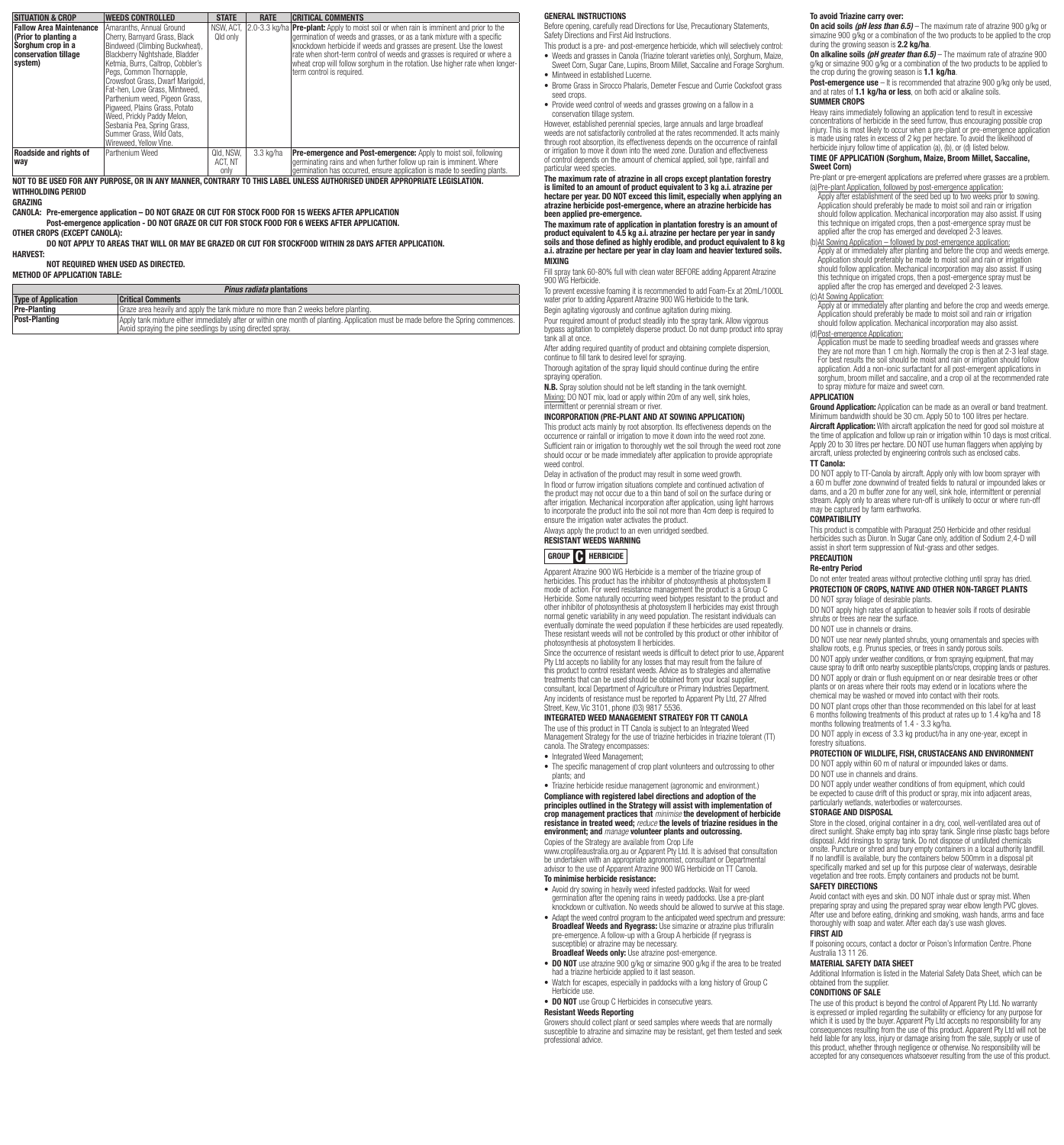| SITUATION & CROP | WEEDS CONTROLLED | STATE | RATE | CRITICAL COMMENTS |
|---|---|---|---|---|
| Fallow Area Maintenance (Prior to planting a Sorghum crop in a conservation tillage system) | Amaranths, Annual Ground Cherry, Barnyard Grass, Black Bindweed (Climbing Buckwheat), Blackberry Nightshade, Bladder Ketmia, Burrs, Caltrop, Cobbler's Pegs, Common Thornapple, Crowsfoot Grass, Dwarf Marigold, Fat-hen, Love Grass, Mintweed, Parthenium weed, Pigeon Grass, Pigweed, Plains Grass, Potato Weed, Prickly Paddy Melon, Sesbania Pea, Spring Grass, Summer Grass, Wild Oats, Wireweed, Yellow Vine. | NSW, ACT, Qld only | 2.0-3.3 kg/ha | **Pre-plant:** Apply to moist soil or when rain is imminent and prior to the germination of weeds and grasses, or as a tank mixture with a specific knockdown herbicide if weeds and grasses are present. Use the lowest rate when short-term control of weeds and grasses is required or where a wheat crop will follow sorghum in the rotation. Use higher rate when longer-term control is required. |
| Roadside and rights of way | Parthenium Weed | Qld, NSW, ACT, NT only | 3.3 kg/ha | **Pre-emergence and Post-emergence:** Apply to moist soil, following germinating rains and when further follow up rain is imminent. Where germination has occurred, ensure application is made to seedling plants. |

**NOT TO BE USED FOR ANY PURPOSE, OR IN ANY MANNER, CONTRARY TO THIS LABEL UNLESS AUTHORISED UNDER APPROPRIATE LEGISLATION.**

**WITHHOLDING PERIOD**

**GRAZING**

**CANOLA: Pre-emergence application – DO NOT GRAZE OR CUT FOR STOCK FOOD FOR 15 WEEKS AFTER APPLICATION**

**Post-emergence application - DO NOT GRAZE OR CUT FOR STOCK FOOD FOR 6 WEEKS AFTER APPLICATION.**

**OTHER CROPS (EXCEPT CANOLA):**

**DO NOT APPLY TO AREAS THAT WILL OR MAY BE GRAZED OR CUT FOR STOCKFOOD WITHIN 28 DAYS AFTER APPLICATION.**

**HARVEST:**

**NOT REQUIRED WHEN USED AS DIRECTED.**

**METHOD OF APPLICATION TABLE:**

| *Pinus radiata* plantations | |
|---|---|
| **Type of Application** | **Critical Comments** |
| **Pre-Planting** | Graze area heavily and apply the tank mixture no more than 2 weeks before planting. |
| **Post-Planting** | Apply tank mixture either immediately after or within one month of planting. Application must be made before the Spring commences. Avoid spraying the pine seedlings by using directed spray. |

## GENERAL INSTRUCTIONS

Before opening, carefully read Directions for Use, Precautionary Statements, Safety Directions and First Aid Instructions.

This product is a pre- and post-emergence herbicide, which will selectively control:

- Weeds and grasses in Canola (Triazine tolerant varieties only), Sorghum, Maize, Sweet Corn, Sugar Cane, Lupins, Broom Millet, Saccaline and Forage Sorghum.
- Mintweed in established Lucerne.
- Brome Grass in Sirocco Phalaris, Demeter Fescue and Currie Cocksfoot grass seed crops.
- Provide weed control of weeds and grasses growing on a fallow in a conservation tillage system.

However, established perennial species, large annuals and large broadleaf weeds are not satisfactorily controlled at the rates recommended. It acts mainly through root absorption, its effectiveness depends on the occurrence of rainfall or irrigation to move it down into the weed zone. Duration and effectiveness of control depends on the amount of chemical applied, soil type, rainfall and particular weed species.

**The maximum rate of atrazine in all crops except plantation forestry is limited to an amount of product equivalent to 3 kg a.i. atrazine per hectare per year. DO NOT exceed this limit, especially when applying an atrazine herbicide post-emergence, where an atrazine herbicide has been applied pre-emergence.**

**The maximum rate of application in plantation forestry is an amount of product equivalent to 4.5 kg a.i. atrazine per hectare per year in sandy soils and those defined as highly erodible, and product equivalent to 8 kg a.i. atrazine per hectare per year in clay loam and heavier textured soils.**

### MIXING

Fill spray tank 60-80% full with clean water BEFORE adding Apparent Atrazine 900 WG Herbicide.

To prevent excessive foaming it is recommended to add Foam-Ex at 20mL/1000L water prior to adding Apparent Atrazine 900 WG Herbicide to the tank.

Begin agitating vigorously and continue agitation during mixing.

Pour required amount of product steadily into the spray tank. Allow vigorous bypass agitation to completely disperse product. Do not dump product into spray tank all at once.

After adding required quantity of product and obtaining complete dispersion, continue to fill tank to desired level for spraying.

Thorough agitation of the spray liquid should continue during the entire spraying operation.

**N.B.** Spray solution should not be left standing in the tank overnight.

Mixing: DO NOT mix, load or apply within 20m of any well, sink holes, intermittent or perennial stream or river.

### INCORPORATION (PRE-PLANT AND AT SOWING APPLICATION)

This product acts mainly by root absorption. Its effectiveness depends on the occurrence or rainfall or irrigation to move it down into the weed root zone. Sufficient rain or irrigation to thoroughly wet the soil through the weed root zone should occur or be made immediately after application to provide appropriate weed control.

Delay in activation of the product may result in some weed growth.

In flood or furrow irrigation situations complete and continued activation of the product may not occur due to a thin band of soil on the surface during or after irrigation. Mechanical incorporation after application, using light harrows to incorporate the product into the soil not more than 4cm deep is required to ensure the irrigation water activates the product.

Always apply the product to an even unridged seedbed.

### RESISTANT WEEDS WARNING

**GROUP C HERBICIDE**

Apparent Atrazine 900 WG Herbicide is a member of the triazine group of herbicides. This product has the inhibitor of photosynthesis at photosystem II mode of action. For weed resistance management the product is a Group C Herbicide. Some naturally occurring weed biotypes resistant to the product and other inhibitor of photosynthesis at photosystem II herbicides may exist through normal genetic variability in any weed population. The resistant individuals can eventually dominate the weed population if these herbicides are used repeatedly. These resistant weeds will not be controlled by this product or other inhibitor of photosynthesis at photosystem II herbicides.

Since the occurrence of resistant weeds is difficult to detect prior to use, Apparent Pty Ltd accepts no liability for any losses that may result from the failure of this product to control resistant weeds. Advice as to strategies and alternative treatments that can be used should be obtained from your local supplier, consultant, local Department of Agriculture or Primary Industries Department. Any incidents of resistance must be reported to Apparent Pty Ltd, 27 Alfred Street, Kew, Vic 3101, phone (03) 9817 5536.

### INTEGRATED WEED MANAGEMENT STRATEGY FOR TT CANOLA

The use of this product in TT Canola is subject to an Integrated Weed Management Strategy for the use of triazine herbicides in triazine tolerant (TT) canola. The Strategy encompasses:

- Integrated Weed Management;
- The specific management of crop plant volunteers and outcrossing to other plants; and
- Triazine herbicide residue management (agronomic and environment.)

**Compliance with registered label directions and adoption of the principles outlined in the Strategy will assist with implementation of crop management practices that** *minimise* **the development of herbicide resistance in treated weed;** *reduce* **the levels of triazine residues in the environment; and** *manage* **volunteer plants and outcrossing.**

Copies of the Strategy are available from Crop Life www.croplifeaustralia.org.au or Apparent Pty Ltd. It is advised that consultation be undertaken with an appropriate agronomist, consultant or Departmental advisor to the use of Apparent Atrazine 900 WG Herbicide on TT Canola.

**To minimise herbicide resistance:**

- Avoid dry sowing in heavily weed infested paddocks. Wait for weed germination after the opening rains in weedy paddocks. Use a pre-plant knockdown or cultivation. No weeds should be allowed to survive at this stage.
- Adapt the weed control program to the anticipated weed spectrum and pressure: **Broadleaf Weeds and Ryegrass:** Use simazine or atrazine plus trifluralin pre-emergence. A follow-up with a Group A herbicide (if ryegrass is susceptible) or atrazine may be necessary. **Broadleaf Weeds only:** Use atrazine post-emergence.
- **DO NOT** use atrazine 900 g/kg or simazine 900 g/kg if the area to be treated had a triazine herbicide applied to it last season.
- Watch for escapes, especially in paddocks with a long history of Group C Herbicide use.
- **DO NOT** use Group C Herbicides in consecutive years.

**Resistant Weeds Reporting**

Growers should collect plant or seed samples where weeds that are normally susceptible to atrazine and simazine may be resistant, get them tested and seek professional advice.

### To avoid Triazine carry over:

**On acid soils *(pH less than 6.5)*** – The maximum rate of atrazine 900 g/kg or simazine 900 g/kg or a combination of the two products to be applied to the crop during the growing season is **2.2 kg/ha**.

**On alkaline soils *(pH greater than 6.5)*** – The maximum rate of atrazine 900 g/kg or simazine 900 g/kg or a combination of the two products to be applied to the crop during the growing season is **1.1 kg/ha**.

**Post-emergence use** – It is recommended that atrazine 900 g/kg only be used, and at rates of **1.1 kg/ha or less**, on both acid or alkaline soils.

### SUMMER CROPS

Heavy rains immediately following an application tend to result in excessive concentrations of herbicide in the seed furrow, thus encouraging possible crop injury. This is most likely to occur when a pre-plant or pre-emergence application is made using rates in excess of 2 kg per hectare. To avoid the likelihood of herbicide injury follow time of application (a), (b), or (d) listed below.

### TIME OF APPLICATION (Sorghum, Maize, Broom Millet, Saccaline, Sweet Corn)

Pre-plant or pre-emergent applications are preferred where grasses are a problem.

(a) Pre-plant Application, followed by post-emergence application:
Apply after establishment of the seed bed up to two weeks prior to sowing. Application should preferably be made to moist soil and rain or irrigation should follow application. Mechanical incorporation may also assist. If using this technique on irrigated crops, then a post-emergence spray must be applied after the crop has emerged and developed 2-3 leaves.

(b) At Sowing Application – followed by post-emergence application:
Apply at or immediately after planting and before the crop and weeds emerge. Application should preferably be made to moist soil and rain or irrigation should follow application. Mechanical incorporation may also assist. If using this technique on irrigated crops, then a post-emergence spray must be applied after the crop has emerged and developed 2-3 leaves.

(c) At Sowing Application:
Apply at or immediately after planting and before the crop and weeds emerge. Application should preferably be made to moist soil and rain or irrigation should follow application. Mechanical incorporation may also assist.

(d) Post-emergence Application:
Application must be made to seedling broadleaf weeds and grasses where they are not more than 1 cm high. Normally the crop is then at 2-3 leaf stage. For best results the soil should be moist and rain or irrigation should follow application. Add a non-ionic surfactant for all post-emergent applications in sorghum, broom millet and saccaline, and a crop oil at the recommended rate to spray mixture for maize and sweet corn.

### APPLICATION

**Ground Application:** Application can be made as an overall or band treatment. Minimum bandwidth should be 30 cm. Apply 50 to 100 litres per hectare.

**Aircraft Application:** With aircraft application the need for good soil moisture at the time of application and follow up rain or irrigation within 10 days is most critical. Apply 20 to 30 litres per hectare. DO NOT use human flaggers when applying by aircraft, unless protected by engineering controls such as enclosed cabs.

**TT Canola:**

DO NOT apply to TT-Canola by aircraft. Apply only with low boom sprayer with a 60 m buffer zone downwind of treated fields to natural or impounded lakes or dams, and a 20 m buffer zone for any well, sink hole, intermittent or perennial stream. Apply only to areas where run-off is unlikely to occur or where run-off may be captured by farm earthworks.

### COMPATIBILITY

This product is compatible with Paraquat 250 Herbicide and other residual herbicides such as Diuron. In Sugar Cane only, addition of Sodium 2,4-D will assist in short term suppression of Nut-grass and other sedges.

### PRECAUTION

**Re-entry Period**

Do not enter treated areas without protective clothing until spray has dried.

### PROTECTION OF CROPS, NATIVE AND OTHER NON-TARGET PLANTS

DO NOT spray foliage of desirable plants.

DO NOT apply high rates of application to heavier soils if roots of desirable shrubs or trees are near the surface.

DO NOT use in channels or drains.

DO NOT use near newly planted shrubs, young ornamentals and species with shallow roots, e.g. Prunus species, or trees in sandy porous soils.

DO NOT apply under weather conditions, or from spraying equipment, that may cause spray to drift onto nearby susceptible plants/crops, cropping lands or pastures.

DO NOT apply or drain or flush equipment on or near desirable trees or other plants or on areas where their roots may extend or in locations where the chemical may be washed or moved into contact with their roots.

DO NOT plant crops other than those recommended on this label for at least 6 months following treatments of this product at rates up to 1.4 kg/ha and 18 months following treatments of 1.4 - 3.3 kg/ha.

DO NOT apply in excess of 3.3 kg product/ha in any one-year, except in forestry situations.

### PROTECTION OF WILDLIFE, FISH, CRUSTACEANS AND ENVIRONMENT

DO NOT apply within 60 m of natural or impounded lakes or dams.

DO NOT use in channels and drains.

DO NOT apply under weather conditions of from equipment, which could be expected to cause drift of this product or spray, mix into adjacent areas, particularly wetlands, waterbodies or watercourses.

### STORAGE AND DISPOSAL

Store in the closed, original container in a dry, cool, well-ventilated area out of direct sunlight. Shake empty bag into spray tank. Single rinse plastic bags before disposal. Add rinsings to spray tank. Do not dispose of undiluted chemicals onsite. Puncture or shred and bury empty containers in a local authority landfill. If no landfill is available, bury the containers below 500mm in a disposal pit specifically marked and set up for this purpose clear of waterways, desirable vegetation and tree roots. Empty containers and products not be burnt.

### SAFETY DIRECTIONS

Avoid contact with eyes and skin. DO NOT inhale dust or spray mist. When preparing spray and using the prepared spray wear elbow length PVC gloves. After use and before eating, drinking and smoking, wash hands, arms and face thoroughly with soap and water. After each day's use wash gloves.

### FIRST AID

If poisoning occurs, contact a doctor or Poison's Information Centre. Phone Australia 13 11 26.

### MATERIAL SAFETY DATA SHEET

Additional Information is listed in the Material Safety Data Sheet, which can be obtained from the supplier.

### CONDITIONS OF SALE

The use of this product is beyond the control of Apparent Pty Ltd. No warranty is expressed or implied regarding the suitability or efficiency for any purpose for which it is used by the buyer. Apparent Pty Ltd accepts no responsibility for any consequences resulting from the use of this product. Apparent Pty Ltd will not be held liable for any loss, injury or damage arising from the sale, supply or use of this product, whether through negligence or otherwise. No responsibility will be accepted for any consequences whatsoever resulting from the use of this product.